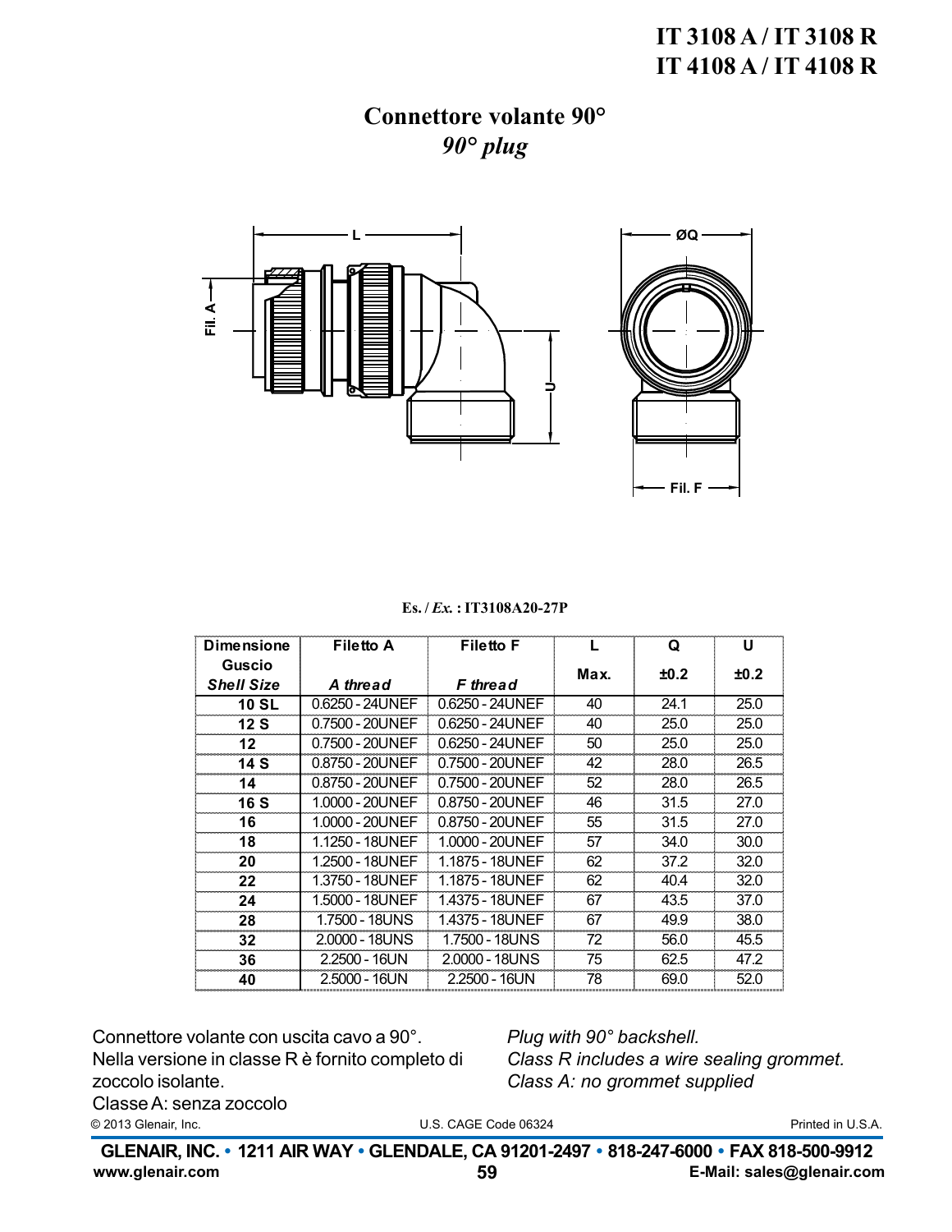# IT 3108 A / IT 3108 R
# IT 4108 A / IT 4108 R

## Connettore volante 90°
## *90° plug*

**Es. / *Ex.* : IT3108A20-27P**

| Dimensione Guscio *Shell Size* | Filetto A *A thread* | Filetto F *F thread* | L Max. | Q ±0.2 | U ±0.2 |
|---|---|---|---|---|---|
| 10 SL | 0.6250 - 24UNEF | 0.6250 - 24UNEF | 40 | 24.1 | 25.0 |
| 12 S | 0.7500 - 20UNEF | 0.6250 - 24UNEF | 40 | 25.0 | 25.0 |
| 12 | 0.7500 - 20UNEF | 0.6250 - 24UNEF | 50 | 25.0 | 25.0 |
| 14 S | 0.8750 - 20UNEF | 0.7500 - 20UNEF | 42 | 28.0 | 26.5 |
| 14 | 0.8750 - 20UNEF | 0.7500 - 20UNEF | 52 | 28.0 | 26.5 |
| 16 S | 1.0000 - 20UNEF | 0.8750 - 20UNEF | 46 | 31.5 | 27.0 |
| 16 | 1.0000 - 20UNEF | 0.8750 - 20UNEF | 55 | 31.5 | 27.0 |
| 18 | 1.1250 - 18UNEF | 1.0000 - 20UNEF | 57 | 34.0 | 30.0 |
| 20 | 1.2500 - 18UNEF | 1.1875 - 18UNEF | 62 | 37.2 | 32.0 |
| 22 | 1.3750 - 18UNEF | 1.1875 - 18UNEF | 62 | 40.4 | 32.0 |
| 24 | 1.5000 - 18UNEF | 1.4375 - 18UNEF | 67 | 43.5 | 37.0 |
| 28 | 1.7500 - 18UNS | 1.4375 - 18UNEF | 67 | 49.9 | 38.0 |
| 32 | 2.0000 - 18UNS | 1.7500 - 18UNS | 72 | 56.0 | 45.5 |
| 36 | 2.2500 - 16UN | 2.0000 - 18UNS | 75 | 62.5 | 47.2 |
| 40 | 2.5000 - 16UN | 2.2500 - 16UN | 78 | 69.0 | 52.0 |

Connettore volante con uscita cavo a 90°.
Nella versione in classe R è fornito completo di zoccolo isolante.
Classe A: senza zoccolo

*Plug with 90° backshell.*
*Class R includes a wire sealing grommet.*
*Class A: no grommet supplied*

© 2013 Glenair, Inc. U.S. CAGE Code 06324 Printed in U.S.A.

**GLENAIR, INC. • 1211 AIR WAY • GLENDALE, CA 91201-2497 • 818-247-6000 • FAX 818-500-9912**
**www.glenair.com** **E-Mail: sales@glenair.com**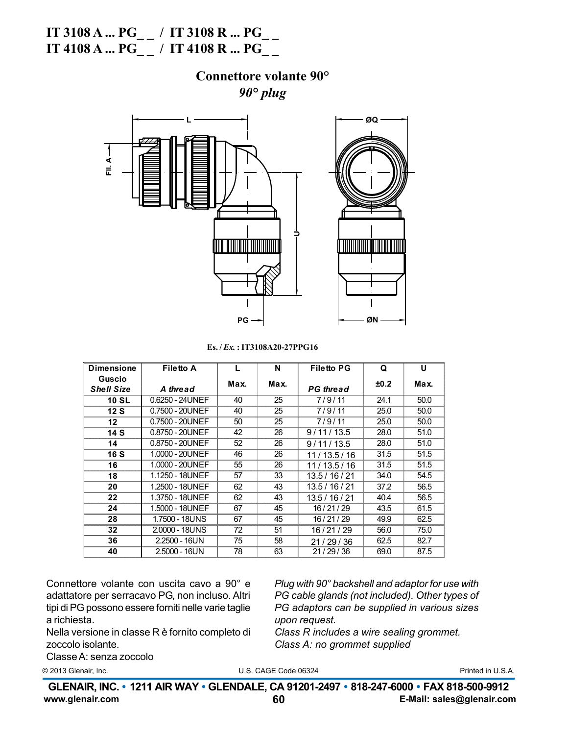# IT 3108 A ... PG_ _ / IT 3108 R ... PG_ _
# IT 4108 A ... PG_ _ / IT 4108 R ... PG_ _

## Connettore volante 90°
## *90° plug*

Es. / *Ex.* : IT3108A20-27PPG16

| Dimensione Guscio *Shell Size* | Filetto A *A thread* | L Max. | N Max. | Filetto PG *PG thread* | Q ±0.2 | U Max. |
|---|---|---|---|---|---|---|
| 10 SL | 0.6250 - 24UNEF | 40 | 25 | 7 / 9 / 11 | 24.1 | 50.0 |
| 12 S | 0.7500 - 20UNEF | 40 | 25 | 7 / 9 / 11 | 25.0 | 50.0 |
| 12 | 0.7500 - 20UNEF | 50 | 25 | 7 / 9 / 11 | 25.0 | 50.0 |
| 14 S | 0.8750 - 20UNEF | 42 | 26 | 9 / 11 / 13.5 | 28.0 | 51.0 |
| 14 | 0.8750 - 20UNEF | 52 | 26 | 9 / 11 / 13.5 | 28.0 | 51.0 |
| 16 S | 1.0000 - 20UNEF | 46 | 26 | 11 / 13.5 / 16 | 31.5 | 51.5 |
| 16 | 1.0000 - 20UNEF | 55 | 26 | 11 / 13.5 / 16 | 31.5 | 51.5 |
| 18 | 1.1250 - 18UNEF | 57 | 33 | 13.5 / 16 / 21 | 34.0 | 54.5 |
| 20 | 1.2500 - 18UNEF | 62 | 43 | 13.5 / 16 / 21 | 37.2 | 56.5 |
| 22 | 1.3750 - 18UNEF | 62 | 43 | 13.5 / 16 / 21 | 40.4 | 56.5 |
| 24 | 1.5000 - 18UNEF | 67 | 45 | 16 / 21 / 29 | 43.5 | 61.5 |
| 28 | 1.7500 - 18UNS | 67 | 45 | 16 / 21 / 29 | 49.9 | 62.5 |
| 32 | 2.0000 - 18UNS | 72 | 51 | 16 / 21 / 29 | 56.0 | 75.0 |
| 36 | 2.2500 - 16UN | 75 | 58 | 21 / 29 / 36 | 62.5 | 82.7 |
| 40 | 2.5000 - 16UN | 78 | 63 | 21 / 29 / 36 | 69.0 | 87.5 |

Connettore volante con uscita cavo a 90° e adattatore per serracavo PG, non incluso. Altri tipi di PG possono essere forniti nelle varie taglie a richiesta.
Nella versione in classe R è fornito completo di zoccolo isolante.
Classe A: senza zoccolo

*Plug with 90° backshell and adaptor for use with PG cable glands (not included). Other types of PG adaptors can be supplied in various sizes upon request.*
*Class R includes a wire sealing grommet.*
*Class A: no grommet supplied*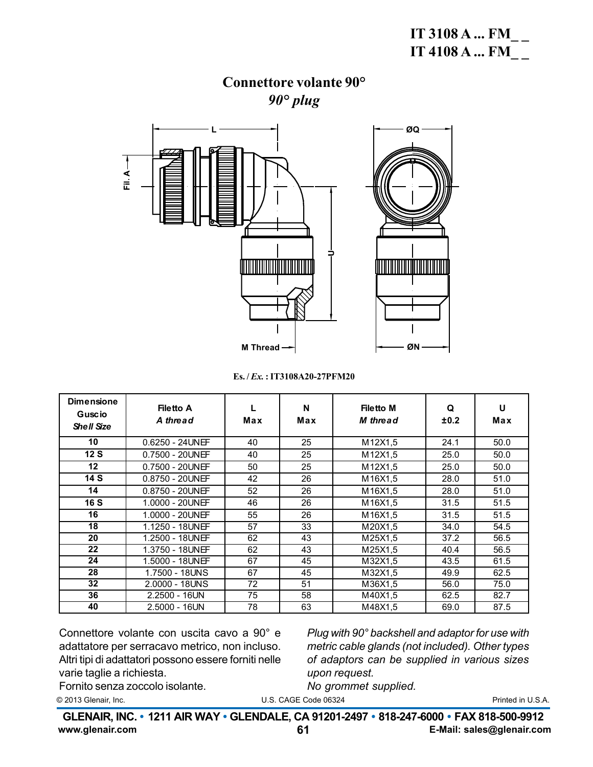# IT 3108 A ... FM_ _
# IT 4108 A ... FM_ _

## Connettore volante 90°
## *90° plug*

**Es. / *Ex.* : IT3108A20-27PFM20**

| Dimensione Guscio *Shell Size* | Filetto A *A thread* | L Max | N Max | Filetto M *M thread* | Q ±0.2 | U Max |
|---|---|---|---|---|---|---|
| **10** | 0.6250 - 24UNEF | 40 | 25 | M12X1,5 | 24.1 | 50.0 |
| **12 S** | 0.7500 - 20UNEF | 40 | 25 | M12X1,5 | 25.0 | 50.0 |
| **12** | 0.7500 - 20UNEF | 50 | 25 | M12X1,5 | 25.0 | 50.0 |
| **14 S** | 0.8750 - 20UNEF | 42 | 26 | M16X1,5 | 28.0 | 51.0 |
| **14** | 0.8750 - 20UNEF | 52 | 26 | M16X1,5 | 28.0 | 51.0 |
| **16 S** | 1.0000 - 20UNEF | 46 | 26 | M16X1,5 | 31.5 | 51.5 |
| **16** | 1.0000 - 20UNEF | 55 | 26 | M16X1,5 | 31.5 | 51.5 |
| **18** | 1.1250 - 18UNEF | 57 | 33 | M20X1,5 | 34.0 | 54.5 |
| **20** | 1.2500 - 18UNEF | 62 | 43 | M25X1,5 | 37.2 | 56.5 |
| **22** | 1.3750 - 18UNEF | 62 | 43 | M25X1,5 | 40.4 | 56.5 |
| **24** | 1.5000 - 18UNEF | 67 | 45 | M32X1,5 | 43.5 | 61.5 |
| **28** | 1.7500 - 18UNS | 67 | 45 | M32X1,5 | 49.9 | 62.5 |
| **32** | 2.0000 - 18UNS | 72 | 51 | M36X1,5 | 56.0 | 75.0 |
| **36** | 2.2500 - 16UN | 75 | 58 | M40X1,5 | 62.5 | 82.7 |
| **40** | 2.5000 - 16UN | 78 | 63 | M48X1,5 | 69.0 | 87.5 |

Connettore volante con uscita cavo a 90° e adattatore per serracavo metrico, non incluso. Altri tipi di adattatori possono essere forniti nelle varie taglie a richiesta.
Fornito senza zoccolo isolante.

*Plug with 90° backshell and adaptor for use with metric cable glands (not included). Other types of adaptors can be supplied in various sizes upon request.*
*No grommet supplied.*

© 2013 Glenair, Inc. U.S. CAGE Code 06324 Printed in U.S.A.

**GLENAIR, INC. • 1211 AIR WAY • GLENDALE, CA 91201-2497 • 818-247-6000 • FAX 818-500-9912**
**www.glenair.com** **E-Mail: sales@glenair.com**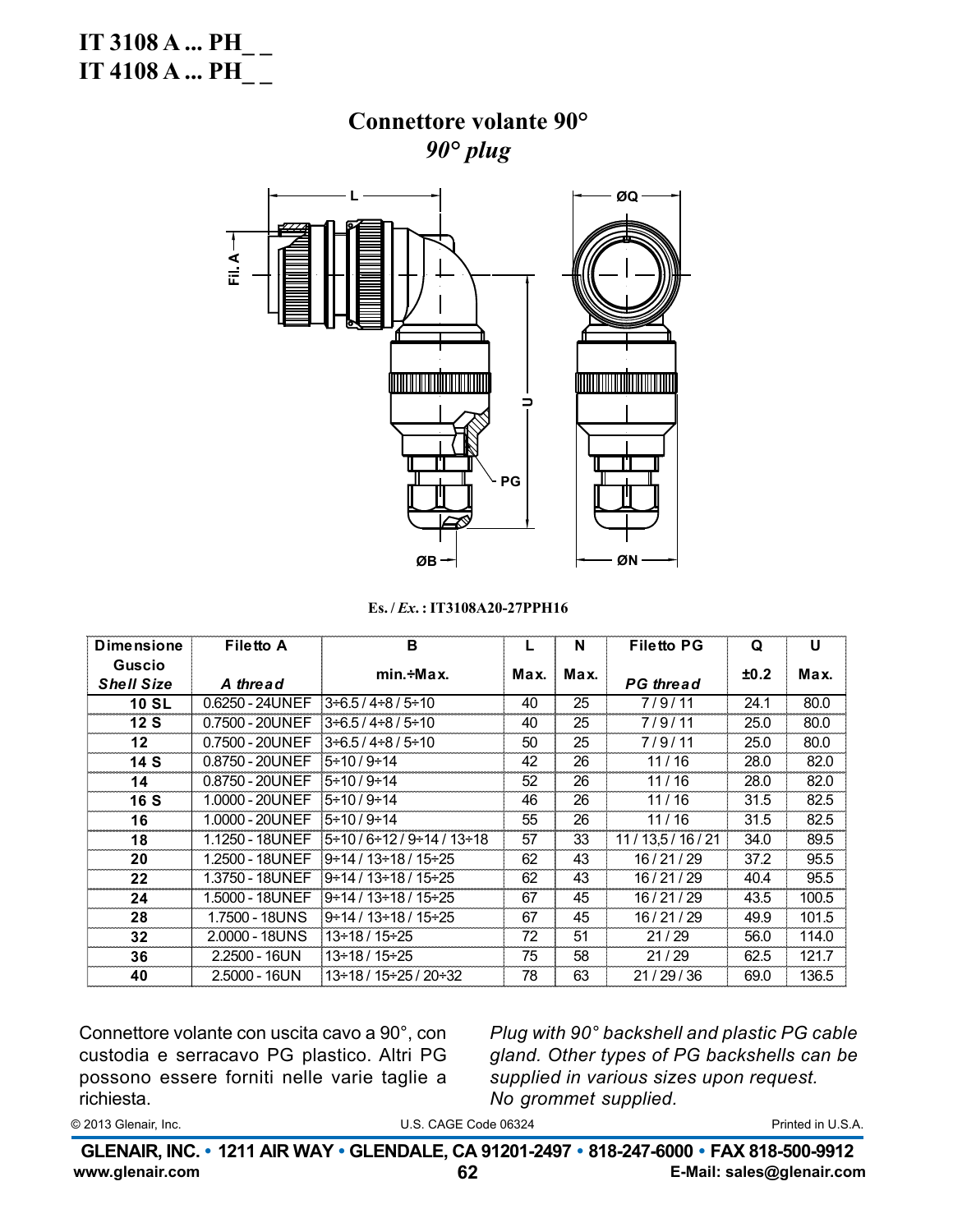# IT 3108 A ... PH_ _
# IT 4108 A ... PH_ _

## Connettore volante 90°
## *90° plug*

**Es. / *Ex.* : IT3108A20-27PPH16**

| Dimensione Guscio *Shell Size* | Filetto A *A thread* | B min.÷Max. | L Max. | N Max. | Filetto PG *PG thread* | Q ±0.2 | U Max. |
|---|---|---|---|---|---|---|---|
| 10 SL | 0.6250 - 24UNEF | 3÷6.5 / 4÷8 / 5÷10 | 40 | 25 | 7 / 9 / 11 | 24.1 | 80.0 |
| 12 S | 0.7500 - 20UNEF | 3÷6.5 / 4÷8 / 5÷10 | 40 | 25 | 7 / 9 / 11 | 25.0 | 80.0 |
| 12 | 0.7500 - 20UNEF | 3÷6.5 / 4÷8 / 5÷10 | 50 | 25 | 7 / 9 / 11 | 25.0 | 80.0 |
| 14 S | 0.8750 - 20UNEF | 5÷10 / 9÷14 | 42 | 26 | 11 / 16 | 28.0 | 82.0 |
| 14 | 0.8750 - 20UNEF | 5÷10 / 9÷14 | 52 | 26 | 11 / 16 | 28.0 | 82.0 |
| 16 S | 1.0000 - 20UNEF | 5÷10 / 9÷14 | 46 | 26 | 11 / 16 | 31.5 | 82.5 |
| 16 | 1.0000 - 20UNEF | 5÷10 / 9÷14 | 55 | 26 | 11 / 16 | 31.5 | 82.5 |
| 18 | 1.1250 - 18UNEF | 5÷10 / 6÷12 / 9÷14 / 13÷18 | 57 | 33 | 11 / 13,5 / 16 / 21 | 34.0 | 89.5 |
| 20 | 1.2500 - 18UNEF | 9÷14 / 13÷18 / 15÷25 | 62 | 43 | 16 / 21 / 29 | 37.2 | 95.5 |
| 22 | 1.3750 - 18UNEF | 9÷14 / 13÷18 / 15÷25 | 62 | 43 | 16 / 21 / 29 | 40.4 | 95.5 |
| 24 | 1.5000 - 18UNEF | 9÷14 / 13÷18 / 15÷25 | 67 | 45 | 16 / 21 / 29 | 43.5 | 100.5 |
| 28 | 1.7500 - 18UNS | 9÷14 / 13÷18 / 15÷25 | 67 | 45 | 16 / 21 / 29 | 49.9 | 101.5 |
| 32 | 2.0000 - 18UNS | 13÷18 / 15÷25 | 72 | 51 | 21 / 29 | 56.0 | 114.0 |
| 36 | 2.2500 - 16UN | 13÷18 / 15÷25 | 75 | 58 | 21 / 29 | 62.5 | 121.7 |
| 40 | 2.5000 - 16UN | 13÷18 / 15÷25 / 20÷32 | 78 | 63 | 21 / 29 / 36 | 69.0 | 136.5 |

Connettore volante con uscita cavo a 90°, con custodia e serracavo PG plastico. Altri PG possono essere forniti nelle varie taglie a richiesta.

*Plug with 90° backshell and plastic PG cable gland. Other types of PG backshells can be supplied in various sizes upon request.*
*No grommet supplied.*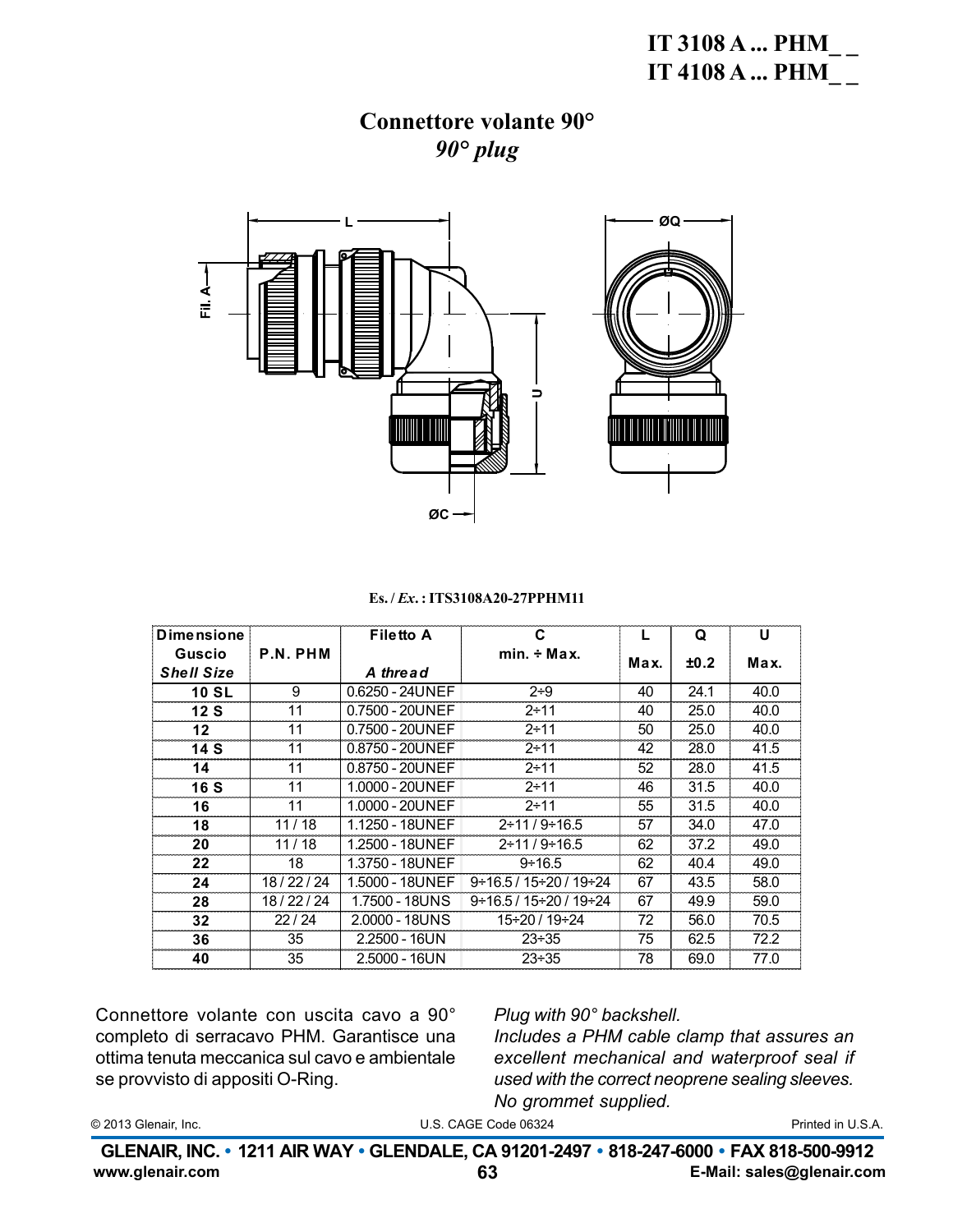# IT 3108 A ... PHM_ _
# IT 4108 A ... PHM_ _

## Connettore volante 90°
## *90° plug*

**Es. / *Ex.* : ITS3108A20-27PPHM11**

| Dimensione Guscio *Shell Size* | P.N. PHM | Filetto A *A thread* | C min. ÷ Max. | L Max. | Q ±0.2 | U Max. |
|---|---|---|---|---|---|---|
| **10 SL** | 9 | 0.6250 - 24UNEF | 2÷9 | 40 | 24.1 | 40.0 |
| **12 S** | 11 | 0.7500 - 20UNEF | 2÷11 | 40 | 25.0 | 40.0 |
| **12** | 11 | 0.7500 - 20UNEF | 2÷11 | 50 | 25.0 | 40.0 |
| **14 S** | 11 | 0.8750 - 20UNEF | 2÷11 | 42 | 28.0 | 41.5 |
| **14** | 11 | 0.8750 - 20UNEF | 2÷11 | 52 | 28.0 | 41.5 |
| **16 S** | 11 | 1.0000 - 20UNEF | 2÷11 | 46 | 31.5 | 40.0 |
| **16** | 11 | 1.0000 - 20UNEF | 2÷11 | 55 | 31.5 | 40.0 |
| **18** | 11 / 18 | 1.1250 - 18UNEF | 2÷11 / 9÷16.5 | 57 | 34.0 | 47.0 |
| **20** | 11 / 18 | 1.2500 - 18UNEF | 2÷11 / 9÷16.5 | 62 | 37.2 | 49.0 |
| **22** | 18 | 1.3750 - 18UNEF | 9÷16.5 | 62 | 40.4 | 49.0 |
| **24** | 18 / 22 / 24 | 1.5000 - 18UNEF | 9÷16.5 / 15÷20 / 19÷24 | 67 | 43.5 | 58.0 |
| **28** | 18 / 22 / 24 | 1.7500 - 18UNS | 9÷16.5 / 15÷20 / 19÷24 | 67 | 49.9 | 59.0 |
| **32** | 22 / 24 | 2.0000 - 18UNS | 15÷20 / 19÷24 | 72 | 56.0 | 70.5 |
| **36** | 35 | 2.2500 - 16UN | 23÷35 | 75 | 62.5 | 72.2 |
| **40** | 35 | 2.5000 - 16UN | 23÷35 | 78 | 69.0 | 77.0 |

Connettore volante con uscita cavo a 90° completo di serracavo PHM. Garantisce una ottima tenuta meccanica sul cavo e ambientale se provvisto di appositi O-Ring.

*Plug with 90° backshell.*
*Includes a PHM cable clamp that assures an excellent mechanical and waterproof seal if used with the correct neoprene sealing sleeves.*
*No grommet supplied.*

© 2013 Glenair, Inc. U.S. CAGE Code 06324 Printed in U.S.A.

**GLENAIR, INC. • 1211 AIR WAY • GLENDALE, CA 91201-2497 • 818-247-6000 • FAX 818-500-9912**
**www.glenair.com** **E-Mail: sales@glenair.com**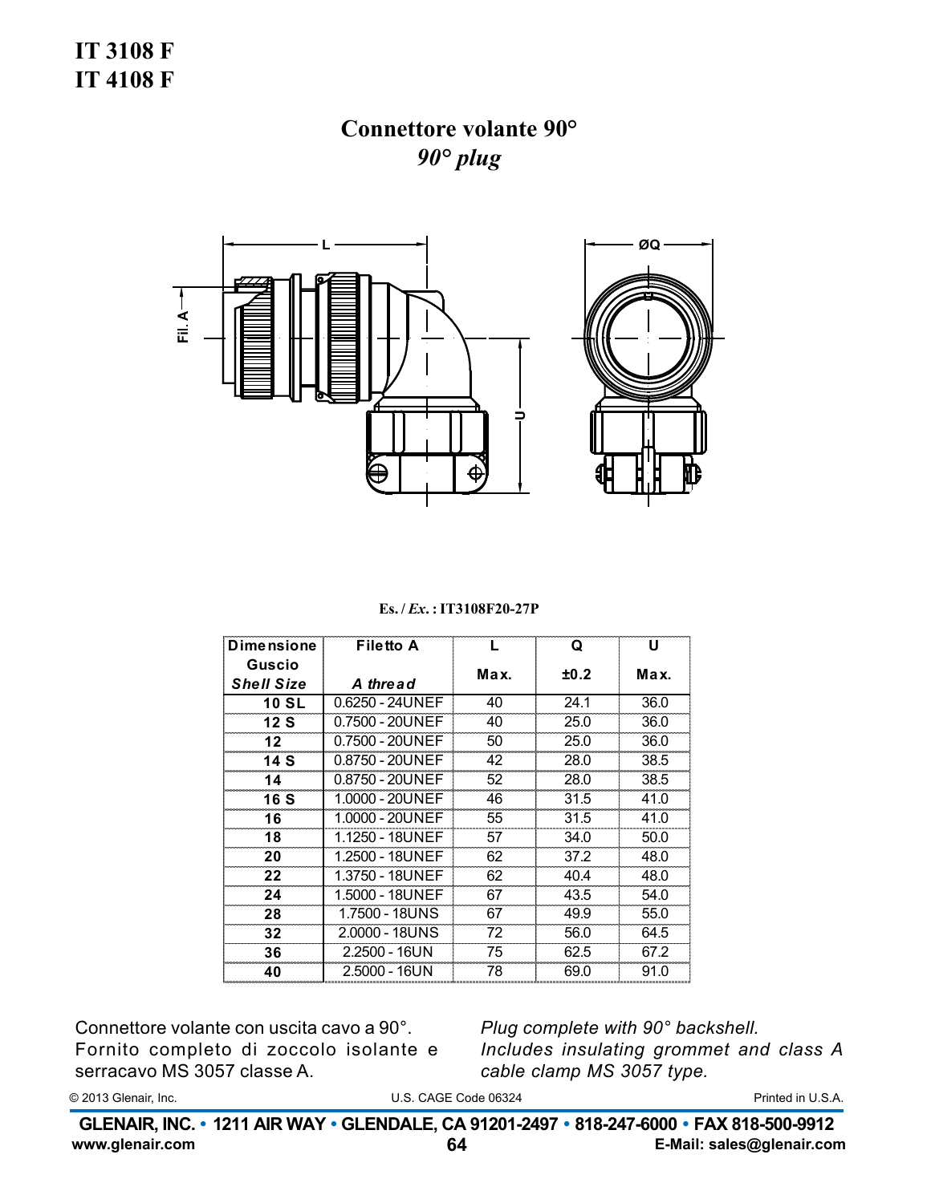# IT 3108 F
# IT 4108 F

## Connettore volante 90°
## *90° plug*

L

ØQ

Fil. A

U

**Es. / *Ex.* : IT3108F20-27P**

| Dimensione Guscio *Shell Size* | Filetto A *A thread* | L Max. | Q ±0.2 | U Max. |
|---|---|---|---|---|
| **10 SL** | 0.6250 - 24UNEF | 40 | 24.1 | 36.0 |
| **12 S** | 0.7500 - 20UNEF | 40 | 25.0 | 36.0 |
| **12** | 0.7500 - 20UNEF | 50 | 25.0 | 36.0 |
| **14 S** | 0.8750 - 20UNEF | 42 | 28.0 | 38.5 |
| **14** | 0.8750 - 20UNEF | 52 | 28.0 | 38.5 |
| **16 S** | 1.0000 - 20UNEF | 46 | 31.5 | 41.0 |
| **16** | 1.0000 - 20UNEF | 55 | 31.5 | 41.0 |
| **18** | 1.1250 - 18UNEF | 57 | 34.0 | 50.0 |
| **20** | 1.2500 - 18UNEF | 62 | 37.2 | 48.0 |
| **22** | 1.3750 - 18UNEF | 62 | 40.4 | 48.0 |
| **24** | 1.5000 - 18UNEF | 67 | 43.5 | 54.0 |
| **28** | 1.7500 - 18UNS | 67 | 49.9 | 55.0 |
| **32** | 2.0000 - 18UNS | 72 | 56.0 | 64.5 |
| **36** | 2.2500 - 16UN | 75 | 62.5 | 67.2 |
| **40** | 2.5000 - 16UN | 78 | 69.0 | 91.0 |

Connettore volante con uscita cavo a 90°. Fornito completo di zoccolo isolante e serracavo MS 3057 classe A.

*Plug complete with 90° backshell. Includes insulating grommet and class A cable clamp MS 3057 type.*